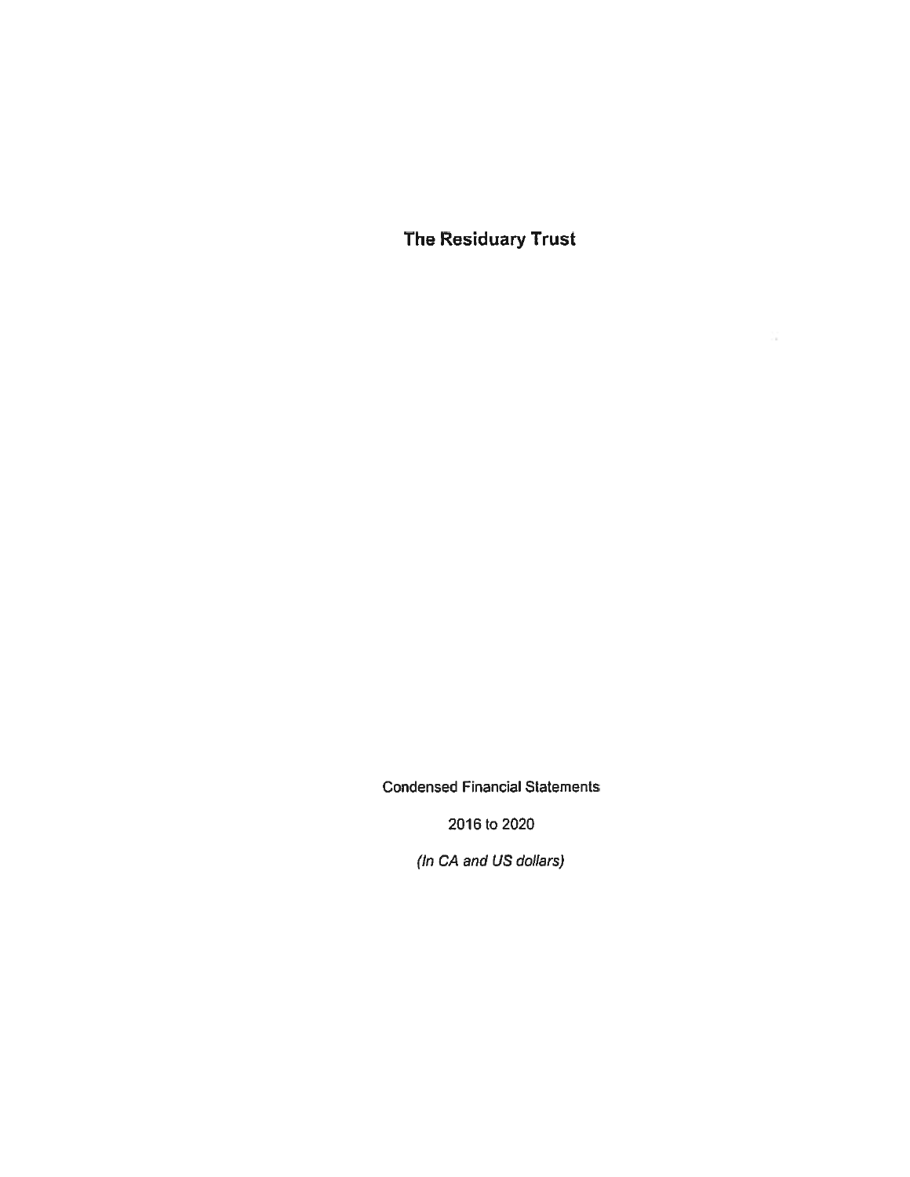# The Residuary Trust

Condensed Financial Statements

2016 to 2020

*(In CA and US dollars)*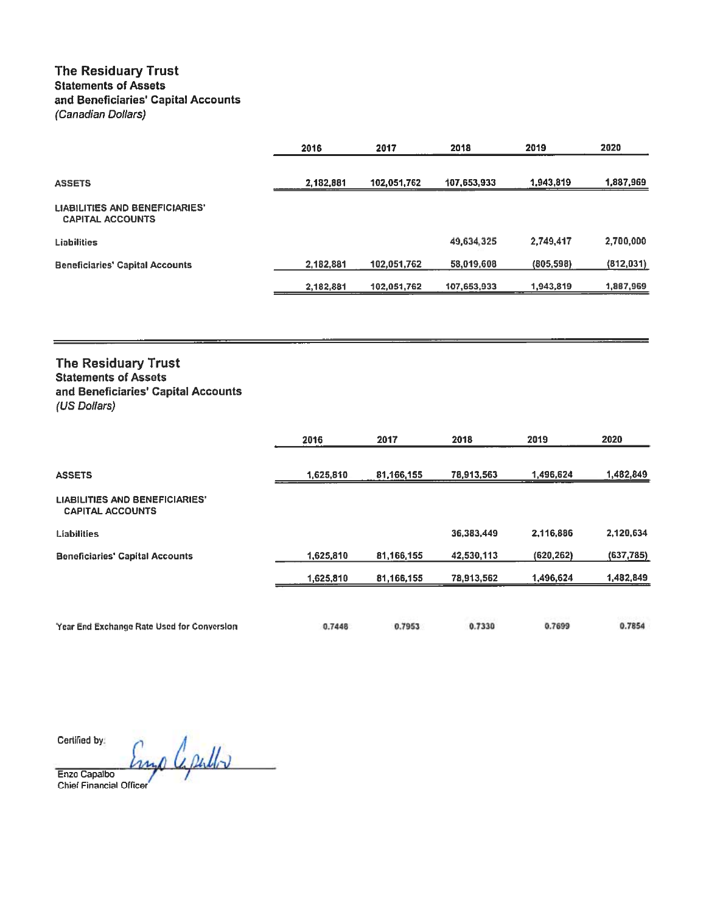## The Residuary Trust

### Statements of Assets and Beneficiaries' Capital Accounts

*(Canadian Dollars)*

| | 2016 | 2017 | 2018 | 2019 | 2020 |
|---|---|---|---|---|---|
| **ASSETS** | 2,182,881 | 102,051,762 | 107,653,933 | 1,943,819 | 1,887,969 |
| **LIABILITIES AND BENEFICIARIES' CAPITAL ACCOUNTS** | | | | | |
| **Liabilities** | | | 49,634,325 | 2,749,417 | 2,700,000 |
| **Beneficiaries' Capital Accounts** | 2,182,881 | 102,051,762 | 58,019,608 | (805,598) | (812,031) |
| | 2,182,881 | 102,051,762 | 107,653,933 | 1,943,819 | 1,887,969 |

## The Residuary Trust

### Statements of Assets and Beneficiaries' Capital Accounts

*(US Dollars)*

| | 2016 | 2017 | 2018 | 2019 | 2020 |
|---|---|---|---|---|---|
| **ASSETS** | 1,625,810 | 81,166,155 | 78,913,563 | 1,496,624 | 1,482,849 |
| **LIABILITIES AND BENEFICIARIES' CAPITAL ACCOUNTS** | | | | | |
| **Liabilities** | | | 36,383,449 | 2,116,886 | 2,120,634 |
| **Beneficiaries' Capital Accounts** | 1,625,810 | 81,166,155 | 42,530,113 | (620,262) | (637,785) |
| | 1,625,810 | 81,166,155 | 78,913,562 | 1,496,624 | 1,482,849 |
| Year End Exchange Rate Used for Conversion | 0.7448 | 0.7953 | 0.7330 | 0.7699 | 0.7854 |

Certified by:

Enzo Capalbo
Chief Financial Officer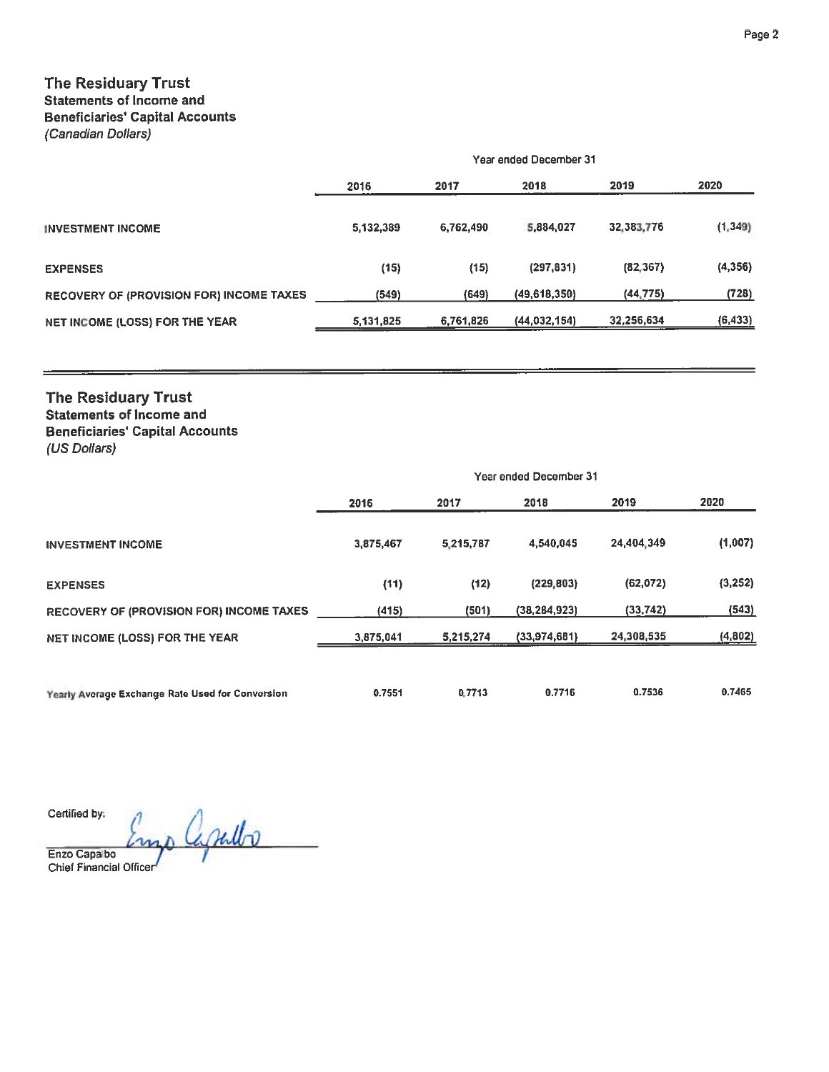# The Residuary Trust

## Statements of Income and Beneficiaries' Capital Accounts

*(Canadian Dollars)*

| | Year ended December 31 | | | | |
|---|---|---|---|---|---|
| | 2016 | 2017 | 2018 | 2019 | 2020 |
| INVESTMENT INCOME | 5,132,389 | 6,762,490 | 5,884,027 | 32,383,776 | (1,349) |
| EXPENSES | (15) | (15) | (297,831) | (82,367) | (4,356) |
| RECOVERY OF (PROVISION FOR) INCOME TAXES | (549) | (649) | (49,618,350) | (44,775) | (728) |
| NET INCOME (LOSS) FOR THE YEAR | 5,131,825 | 6,761,826 | (44,032,154) | 32,256,634 | (6,433) |

# The Residuary Trust

## Statements of Income and Beneficiaries' Capital Accounts

*(US Dollars)*

| | Year ended December 31 | | | | |
|---|---|---|---|---|---|
| | 2016 | 2017 | 2018 | 2019 | 2020 |
| INVESTMENT INCOME | 3,875,467 | 5,215,787 | 4,540,045 | 24,404,349 | (1,007) |
| EXPENSES | (11) | (12) | (229,803) | (62,072) | (3,252) |
| RECOVERY OF (PROVISION FOR) INCOME TAXES | (415) | (501) | (38,284,923) | (33,742) | (543) |
| NET INCOME (LOSS) FOR THE YEAR | 3,875,041 | 5,215,274 | (33,974,681) | 24,308,535 | (4,802) |
| Yearly Average Exchange Rate Used for Conversion | 0.7551 | 0.7713 | 0.7716 | 0.7536 | 0.7465 |

Certified by:

Enzo Capalbo
Chief Financial Officer